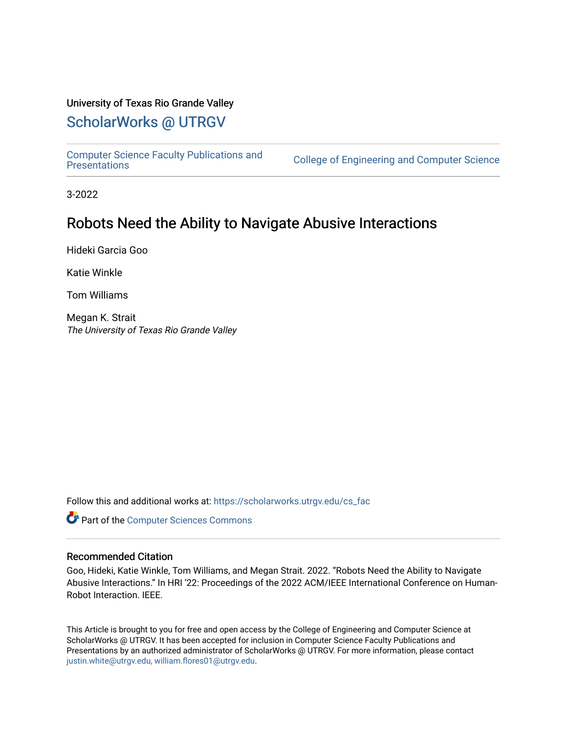University of Texas Rio Grande Valley

# ScholarWorks @ UTRGV

Computer Science Faculty Publications and Presentations

College of Engineering and Computer Science

3-2022

## Robots Need the Ability to Navigate Abusive Interactions

Hideki Garcia Goo

Katie Winkle

Tom Williams

Megan K. Strait
*The University of Texas Rio Grande Valley*

Follow this and additional works at: https://scholarworks.utrgv.edu/cs_fac

Part of the Computer Sciences Commons

### Recommended Citation

Goo, Hideki, Katie Winkle, Tom Williams, and Megan Strait. 2022. "Robots Need the Ability to Navigate Abusive Interactions." In HRI '22: Proceedings of the 2022 ACM/IEEE International Conference on Human-Robot Interaction. IEEE.

This Article is brought to you for free and open access by the College of Engineering and Computer Science at ScholarWorks @ UTRGV. It has been accepted for inclusion in Computer Science Faculty Publications and Presentations by an authorized administrator of ScholarWorks @ UTRGV. For more information, please contact justin.white@utrgv.edu, william.flores01@utrgv.edu.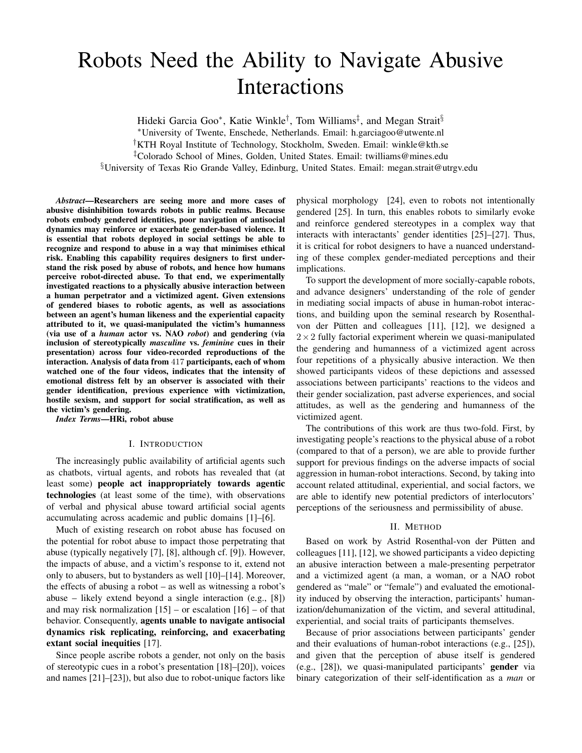# Robots Need the Ability to Navigate Abusive Interactions

Hideki Garcia Goo*, Katie Winkle†, Tom Williams‡, and Megan Strait§

*University of Twente, Enschede, Netherlands. Email: h.garciagoo@utwente.nl

†KTH Royal Institute of Technology, Stockholm, Sweden. Email: winkle@kth.se

‡Colorado School of Mines, Golden, United States. Email: twilliams@mines.edu

§University of Texas Rio Grande Valley, Edinburg, United States. Email: megan.strait@utrgv.edu

***Abstract*—Researchers are seeing more and more cases of abusive disinhibition towards robots in public realms. Because robots embody gendered identities, poor navigation of antisocial dynamics may reinforce or exacerbate gender-based violence. It is essential that robots deployed in social settings be able to recognize and respond to abuse in a way that minimises ethical risk. Enabling this capability requires designers to first understand the risk posed by abuse of robots, and hence how humans perceive robot-directed abuse. To that end, we experimentally investigated reactions to a physically abusive interaction between a human perpetrator and a victimized agent. Given extensions of gendered biases to robotic agents, as well as associations between an agent's human likeness and the experiential capacity attributed to it, we quasi-manipulated the victim's humanness (via use of a *human* actor vs. NAO *robot*) and gendering (via inclusion of stereotypically *masculine* vs. *feminine* cues in their presentation) across four video-recorded reproductions of the interaction. Analysis of data from 417 participants, each of whom watched one of the four videos, indicates that the intensity of emotional distress felt by an observer is associated with their gender identification, previous experience with victimization, hostile sexism, and support for social stratification, as well as the victim's gendering.**

***Index Terms*—HRi, robot abuse**

## I. Introduction

The increasingly public availability of artificial agents such as chatbots, virtual agents, and robots has revealed that (at least some) **people act inappropriately towards agentic technologies** (at least some of the time), with observations of verbal and physical abuse toward artificial social agents accumulating across academic and public domains [1]–[6].

Much of existing research on robot abuse has focused on the potential for robot abuse to impact those perpetrating that abuse (typically negatively [7], [8], although cf. [9]). However, the impacts of abuse, and a victim's response to it, extend not only to abusers, but to bystanders as well [10]–[14]. Moreover, the effects of abusing a robot – as well as witnessing a robot's abuse – likely extend beyond a single interaction (e.g., [8]) and may risk normalization [15] – or escalation [16] – of that behavior. Consequently, **agents unable to navigate antisocial dynamics risk replicating, reinforcing, and exacerbating extant social inequities** [17].

Since people ascribe robots a gender, not only on the basis of stereotypic cues in a robot's presentation [18]–[20]), voices and names [21]–[23]), but also due to robot-unique factors like physical morphology [24], even to robots not intentionally gendered [25]. In turn, this enables robots to similarly evoke and reinforce gendered stereotypes in a complex way that interacts with interactants' gender identities [25]–[27]. Thus, it is critical for robot designers to have a nuanced understanding of these complex gender-mediated perceptions and their implications.

To support the development of more socially-capable robots, and advance designers' understanding of the role of gender in mediating social impacts of abuse in human-robot interactions, and building upon the seminal research by Rosenthal-von der Pütten and colleagues [11], [12], we designed a $2 \times 2$ fully factorial experiment wherein we quasi-manipulated the gendering and humanness of a victimized agent across four repetitions of a physically abusive interaction. We then showed participants videos of these depictions and assessed associations between participants' reactions to the videos and their gender socialization, past adverse experiences, and social attitudes, as well as the gendering and humanness of the victimized agent.

The contributions of this work are thus two-fold. First, by investigating people's reactions to the physical abuse of a robot (compared to that of a person), we are able to provide further support for previous findings on the adverse impacts of social aggression in human-robot interactions. Second, by taking into account related attitudinal, experiential, and social factors, we are able to identify new potential predictors of interlocutors' perceptions of the seriousness and permissibility of abuse.

## II. Method

Based on work by Astrid Rosenthal-von der Pütten and colleagues [11], [12], we showed participants a video depicting an abusive interaction between a male-presenting perpetrator and a victimized agent (a man, a woman, or a NAO robot gendered as "male" or "female") and evaluated the emotionality induced by observing the interaction, participants' humanization/dehumanization of the victim, and several attitudinal, experiential, and social traits of participants themselves.

Because of prior associations between participants' gender and their evaluations of human-robot interactions (e.g., [25]), and given that the perception of abuse itself is gendered (e.g., [28]), we quasi-manipulated participants' **gender** via binary categorization of their self-identification as a *man* or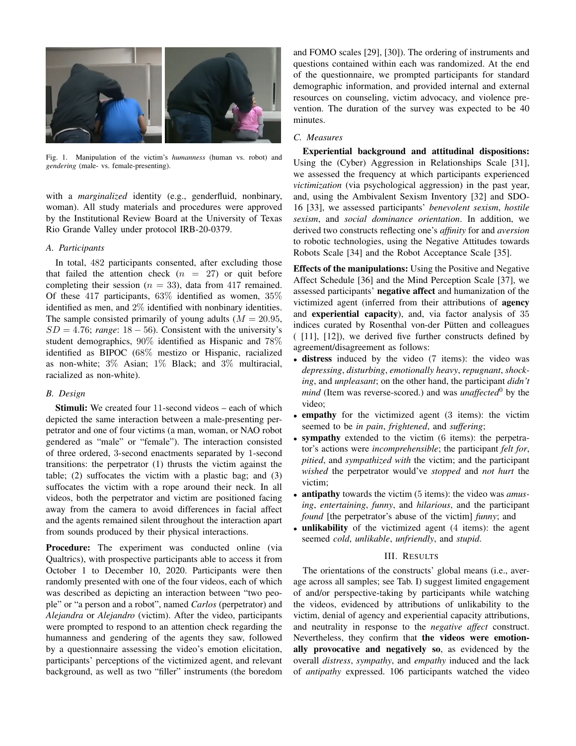Fig. 1. Manipulation of the victim's *humanness* (human vs. robot) and *gendering* (male- vs. female-presenting).

with a *marginalized* identity (e.g., genderfluid, nonbinary, woman). All study materials and procedures were approved by the Institutional Review Board at the University of Texas Rio Grande Valley under protocol IRB-20-0379.

### A. Participants

In total, 482 participants consented, after excluding those that failed the attention check ($n = 27$) or quit before completing their session ($n = 33$), data from 417 remained. Of these 417 participants, 63% identified as women, 35% identified as men, and 2% identified with nonbinary identities. The sample consisted primarily of young adults ($M = 20.95$, $SD = 4.76$; *range*: $18 - 56$). Consistent with the university's student demographics, 90% identified as Hispanic and 78% identified as BIPOC (68% mestizo or Hispanic, racialized as non-white; 3% Asian; 1% Black; and 3% multiracial, racialized as non-white).

### B. Design

**Stimuli:** We created four 11-second videos – each of which depicted the same interaction between a male-presenting perpetrator and one of four victims (a man, woman, or NAO robot gendered as "male" or "female"). The interaction consisted of three ordered, 3-second enactments separated by 1-second transitions: the perpetrator (1) thrusts the victim against the table; (2) suffocates the victim with a plastic bag; and (3) suffocates the victim with a rope around their neck. In all videos, both the perpetrator and victim are positioned facing away from the camera to avoid differences in facial affect and the agents remained silent throughout the interaction apart from sounds produced by their physical interactions.

**Procedure:** The experiment was conducted online (via Qualtrics), with prospective participants able to access it from October 1 to December 10, 2020. Participants were then randomly presented with one of the four videos, each of which was described as depicting an interaction between "two people" or "a person and a robot", named *Carlos* (perpetrator) and *Alejandra* or *Alejandro* (victim). After the video, participants were prompted to respond to an attention check regarding the humanness and gendering of the agents they saw, followed by a questionnaire assessing the video's emotion elicitation, participants' perceptions of the victimized agent, and relevant background, as well as two "filler" instruments (the boredom and FOMO scales [29], [30]). The ordering of instruments and questions contained within each was randomized. At the end of the questionnaire, we prompted participants for standard demographic information, and provided internal and external resources on counseling, victim advocacy, and violence prevention. The duration of the survey was expected to be 40 minutes.

### C. Measures

**Experiential background and attitudinal dispositions:** Using the (Cyber) Aggression in Relationships Scale [31], we assessed the frequency at which participants experienced *victimization* (via psychological aggression) in the past year, and, using the Ambivalent Sexism Inventory [32] and SDO-16 [33], we assessed participants' *benevolent sexism*, *hostile sexism*, and *social dominance orientation*. In addition, we derived two constructs reflecting one's *affinity* for and *aversion* to robotic technologies, using the Negative Attitudes towards Robots Scale [34] and the Robot Acceptance Scale [35].

**Effects of the manipulations:** Using the Positive and Negative Affect Schedule [36] and the Mind Perception Scale [37], we assessed participants' **negative affect** and humanization of the victimized agent (inferred from their attributions of **agency** and **experiential capacity**), and, via factor analysis of 35 indices curated by Rosenthal von-der Pütten and colleagues ( [11], [12]), we derived five further constructs defined by agreement/disagreement as follows:

- **distress** induced by the video (7 items): the video was *depressing*, *disturbing*, *emotionally heavy*, *repugnant*, *shocking*, and *unpleasant*; on the other hand, the participant *didn't mind* (Item was reverse-scored.) and was *unaffected*[0] by the video;
- **empathy** for the victimized agent (3 items): the victim seemed to be *in pain*, *frightened*, and *suffering*;
- **sympathy** extended to the victim (6 items): the perpetrator's actions were *incomprehensible*; the participant *felt for*, *pitied*, and *sympathized with* the victim; and the participant *wished* the perpetrator would've *stopped* and *not hurt* the victim;
- **antipathy** towards the victim (5 items): the video was *amusing*, *entertaining*, *funny*, and *hilarious*, and the participant *found* [the perpetrator's abuse of the victim] *funny*; and
- **unlikability** of the victimized agent (4 items): the agent seemed *cold*, *unlikable*, *unfriendly*, and *stupid*.

## III. Results

The orientations of the constructs' global means (i.e., average across all samples; see Tab. I) suggest limited engagement of and/or perspective-taking by participants while watching the videos, evidenced by attributions of unlikability to the victim, denial of agency and experiential capacity attributions, and neutrality in response to the *negative affect* construct. Nevertheless, they confirm that **the videos were emotionally provocative and negatively so**, as evidenced by the overall *distress*, *sympathy*, and *empathy* induced and the lack of *antipathy* expressed. 106 participants watched the video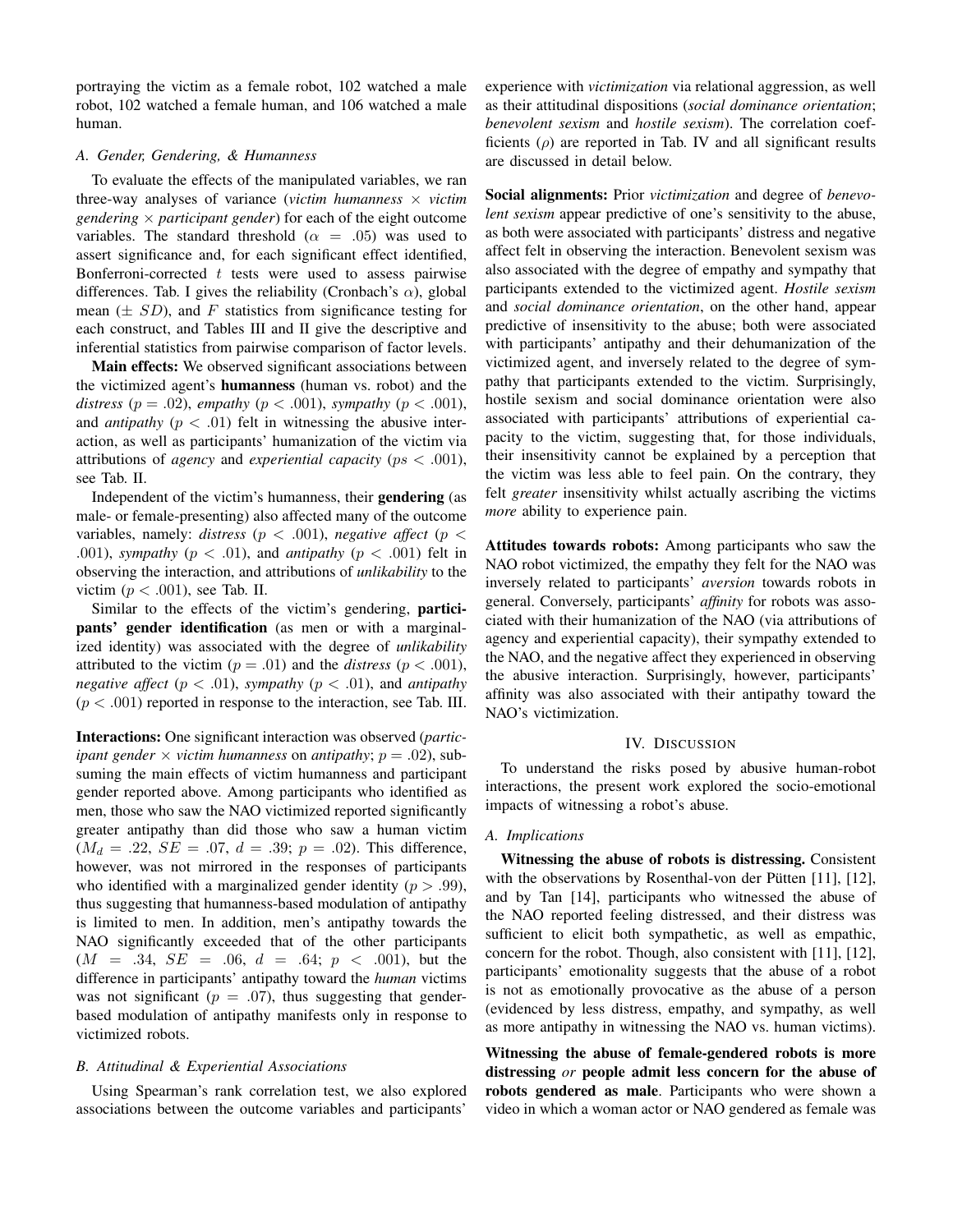portraying the victim as a female robot, 102 watched a male robot, 102 watched a female human, and 106 watched a male human.

### A. Gender, Gendering, & Humanness

To evaluate the effects of the manipulated variables, we ran three-way analyses of variance (*victim humanness* × *victim gendering* × *participant gender*) for each of the eight outcome variables. The standard threshold ($\alpha = .05$) was used to assert significance and, for each significant effect identified, Bonferroni-corrected $t$ tests were used to assess pairwise differences. Tab. I gives the reliability (Cronbach's $\alpha$), global mean ($\pm$ $SD$), and $F$ statistics from significance testing for each construct, and Tables III and II give the descriptive and inferential statistics from pairwise comparison of factor levels.

**Main effects:** We observed significant associations between the victimized agent's **humanness** (human vs. robot) and the *distress* ($p = .02$), *empathy* ($p < .001$), *sympathy* ($p < .001$), and *antipathy* ($p < .01$) felt in witnessing the abusive interaction, as well as participants' humanization of the victim via attributions of *agency* and *experiential capacity* ($ps < .001$), see Tab. II.

Independent of the victim's humanness, their **gendering** (as male- or female-presenting) also affected many of the outcome variables, namely: *distress* ($p < .001$), *negative affect* ($p < .001$), *sympathy* ($p < .01$), and *antipathy* ($p < .001$) felt in observing the interaction, and attributions of *unlikability* to the victim ($p < .001$), see Tab. II.

Similar to the effects of the victim's gendering, **participants' gender identification** (as men or with a marginalized identity) was associated with the degree of *unlikability* attributed to the victim ($p = .01$) and the *distress* ($p < .001$), *negative affect* ($p < .01$), *sympathy* ($p < .01$), and *antipathy* ($p < .001$) reported in response to the interaction, see Tab. III.

**Interactions:** One significant interaction was observed (*participant gender* × *victim humanness* on *antipathy*; $p = .02$), subsuming the main effects of victim humanness and participant gender reported above. Among participants who identified as men, those who saw the NAO victimized reported significantly greater antipathy than did those who saw a human victim ($M_d = .22$, $SE = .07$, $d = .39$; $p = .02$). This difference, however, was not mirrored in the responses of participants who identified with a marginalized gender identity ($p > .99$), thus suggesting that humanness-based modulation of antipathy is limited to men. In addition, men's antipathy towards the NAO significantly exceeded that of the other participants ($M = .34$, $SE = .06$, $d = .64$; $p < .001$), but the difference in participants' antipathy toward the *human* victims was not significant ($p = .07$), thus suggesting that gender-based modulation of antipathy manifests only in response to victimized robots.

### B. Attitudinal & Experiential Associations

Using Spearman's rank correlation test, we also explored associations between the outcome variables and participants' experience with *victimization* via relational aggression, as well as their attitudinal dispositions (*social dominance orientation*; *benevolent sexism* and *hostile sexism*). The correlation coefficients ($\rho$) are reported in Tab. IV and all significant results are discussed in detail below.

**Social alignments:** Prior *victimization* and degree of *benevolent sexism* appear predictive of one's sensitivity to the abuse, as both were associated with participants' distress and negative affect felt in observing the interaction. Benevolent sexism was also associated with the degree of empathy and sympathy that participants extended to the victimized agent. *Hostile sexism* and *social dominance orientation*, on the other hand, appear predictive of insensitivity to the abuse; both were associated with participants' antipathy and their dehumanization of the victimized agent, and inversely related to the degree of sympathy that participants extended to the victim. Surprisingly, hostile sexism and social dominance orientation were also associated with participants' attributions of experiential capacity to the victim, suggesting that, for those individuals, their insensitivity cannot be explained by a perception that the victim was less able to feel pain. On the contrary, they felt *greater* insensitivity whilst actually ascribing the victims *more* ability to experience pain.

**Attitudes towards robots:** Among participants who saw the NAO robot victimized, the empathy they felt for the NAO was inversely related to participants' *aversion* towards robots in general. Conversely, participants' *affinity* for robots was associated with their humanization of the NAO (via attributions of agency and experiential capacity), their sympathy extended to the NAO, and the negative affect they experienced in observing the abusive interaction. Surprisingly, however, participants' affinity was also associated with their antipathy toward the NAO's victimization.

## IV. Discussion

To understand the risks posed by abusive human-robot interactions, the present work explored the socio-emotional impacts of witnessing a robot's abuse.

### A. Implications

**Witnessing the abuse of robots is distressing.** Consistent with the observations by Rosenthal-von der Pütten [11], [12], and by Tan [14], participants who witnessed the abuse of the NAO reported feeling distressed, and their distress was sufficient to elicit both sympathetic, as well as empathic, concern for the robot. Though, also consistent with [11], [12], participants' emotionality suggests that the abuse of a robot is not as emotionally provocative as the abuse of a person (evidenced by less distress, empathy, and sympathy, as well as more antipathy in witnessing the NAO vs. human victims).

**Witnessing the abuse of female-gendered robots is more distressing *or* people admit less concern for the abuse of robots gendered as male**. Participants who were shown a video in which a woman actor or NAO gendered as female was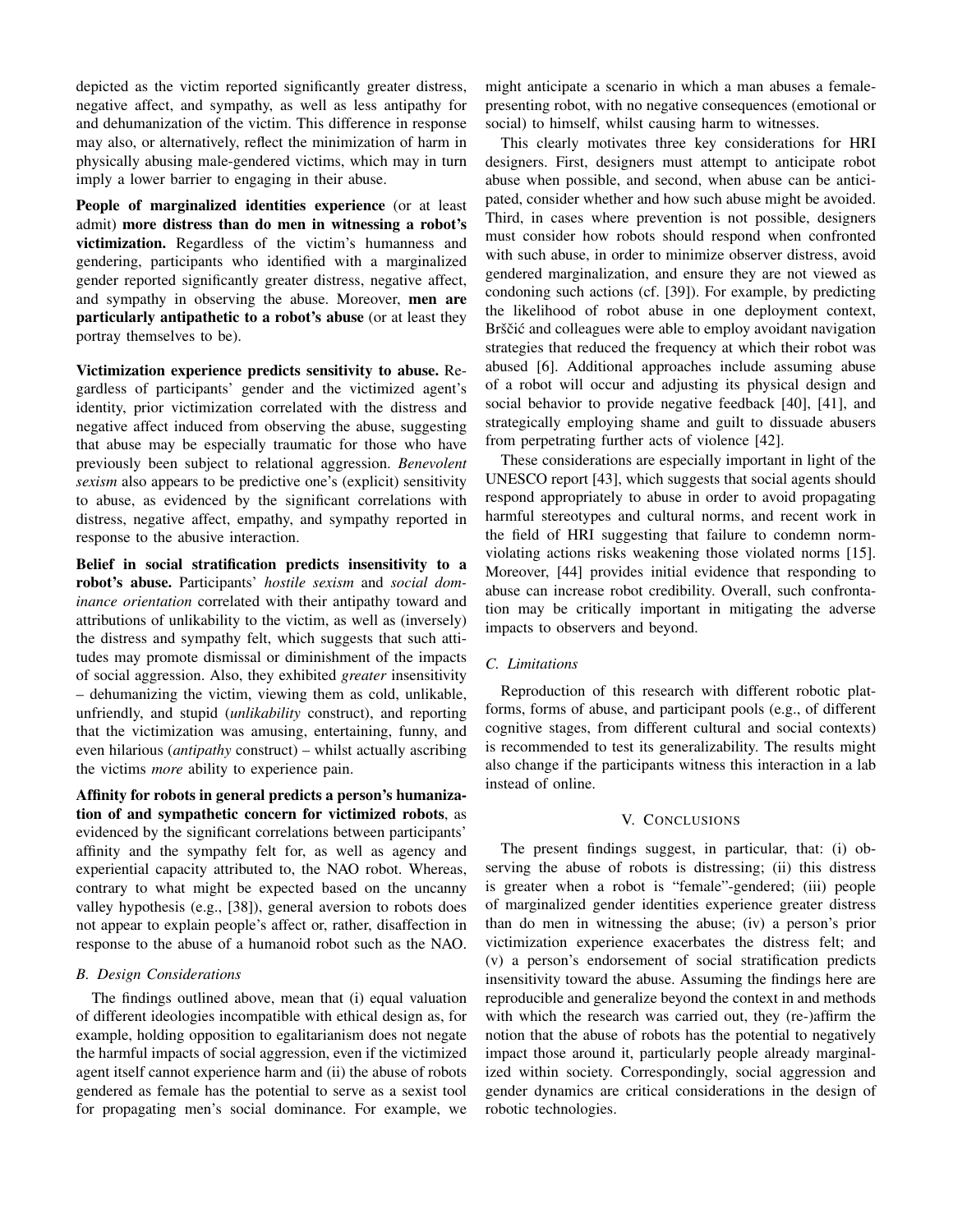depicted as the victim reported significantly greater distress, negative affect, and sympathy, as well as less antipathy for and dehumanization of the victim. This difference in response may also, or alternatively, reflect the minimization of harm in physically abusing male-gendered victims, which may in turn imply a lower barrier to engaging in their abuse.

**People of marginalized identities experience** (or at least admit) **more distress than do men in witnessing a robot's victimization.** Regardless of the victim's humanness and gendering, participants who identified with a marginalized gender reported significantly greater distress, negative affect, and sympathy in observing the abuse. Moreover, **men are particularly antipathetic to a robot's abuse** (or at least they portray themselves to be).

**Victimization experience predicts sensitivity to abuse.** Regardless of participants' gender and the victimized agent's identity, prior victimization correlated with the distress and negative affect induced from observing the abuse, suggesting that abuse may be especially traumatic for those who have previously been subject to relational aggression. *Benevolent sexism* also appears to be predictive one's (explicit) sensitivity to abuse, as evidenced by the significant correlations with distress, negative affect, empathy, and sympathy reported in response to the abusive interaction.

**Belief in social stratification predicts insensitivity to a robot's abuse.** Participants' *hostile sexism* and *social dominance orientation* correlated with their antipathy toward and attributions of unlikability to the victim, as well as (inversely) the distress and sympathy felt, which suggests that such attitudes may promote dismissal or diminishment of the impacts of social aggression. Also, they exhibited *greater* insensitivity – dehumanizing the victim, viewing them as cold, unlikable, unfriendly, and stupid (*unlikability* construct), and reporting that the victimization was amusing, entertaining, funny, and even hilarious (*antipathy* construct) – whilst actually ascribing the victims *more* ability to experience pain.

**Affinity for robots in general predicts a person's humanization of and sympathetic concern for victimized robots**, as evidenced by the significant correlations between participants' affinity and the sympathy felt for, as well as agency and experiential capacity attributed to, the NAO robot. Whereas, contrary to what might be expected based on the uncanny valley hypothesis (e.g., [38]), general aversion to robots does not appear to explain people's affect or, rather, disaffection in response to the abuse of a humanoid robot such as the NAO.

### B. Design Considerations

The findings outlined above, mean that (i) equal valuation of different ideologies incompatible with ethical design as, for example, holding opposition to egalitarianism does not negate the harmful impacts of social aggression, even if the victimized agent itself cannot experience harm and (ii) the abuse of robots gendered as female has the potential to serve as a sexist tool for propagating men's social dominance. For example, we might anticipate a scenario in which a man abuses a female-presenting robot, with no negative consequences (emotional or social) to himself, whilst causing harm to witnesses.

This clearly motivates three key considerations for HRI designers. First, designers must attempt to anticipate robot abuse when possible, and second, when abuse can be anticipated, consider whether and how such abuse might be avoided. Third, in cases where prevention is not possible, designers must consider how robots should respond when confronted with such abuse, in order to minimize observer distress, avoid gendered marginalization, and ensure they are not viewed as condoning such actions (cf. [39]). For example, by predicting the likelihood of robot abuse in one deployment context, Brščić and colleagues were able to employ avoidant navigation strategies that reduced the frequency at which their robot was abused [6]. Additional approaches include assuming abuse of a robot will occur and adjusting its physical design and social behavior to provide negative feedback [40], [41], and strategically employing shame and guilt to dissuade abusers from perpetrating further acts of violence [42].

These considerations are especially important in light of the UNESCO report [43], which suggests that social agents should respond appropriately to abuse in order to avoid propagating harmful stereotypes and cultural norms, and recent work in the field of HRI suggesting that failure to condemn norm-violating actions risks weakening those violated norms [15]. Moreover, [44] provides initial evidence that responding to abuse can increase robot credibility. Overall, such confrontation may be critically important in mitigating the adverse impacts to observers and beyond.

### C. Limitations

Reproduction of this research with different robotic platforms, forms of abuse, and participant pools (e.g., of different cognitive stages, from different cultural and social contexts) is recommended to test its generalizability. The results might also change if the participants witness this interaction in a lab instead of online.

## V. Conclusions

The present findings suggest, in particular, that: (i) observing the abuse of robots is distressing; (ii) this distress is greater when a robot is "female"-gendered; (iii) people of marginalized gender identities experience greater distress than do men in witnessing the abuse; (iv) a person's prior victimization experience exacerbates the distress felt; and (v) a person's endorsement of social stratification predicts insensitivity toward the abuse. Assuming the findings here are reproducible and generalize beyond the context in and methods with which the research was carried out, they (re-)affirm the notion that the abuse of robots has the potential to negatively impact those around it, particularly people already marginalized within society. Correspondingly, social aggression and gender dynamics are critical considerations in the design of robotic technologies.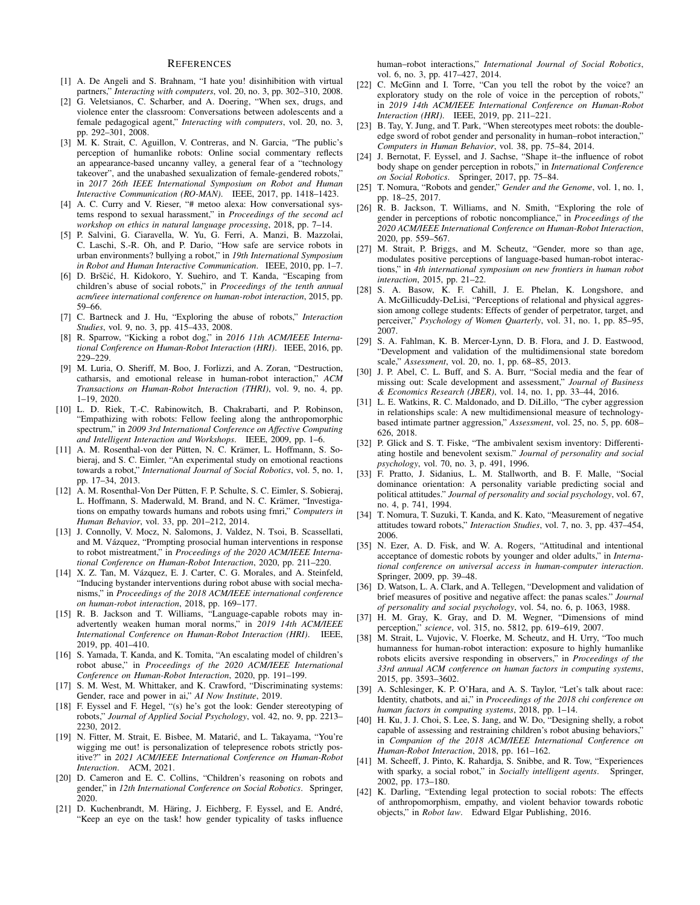## References

[1] A. De Angeli and S. Brahnam, "I hate you! disinhibition with virtual partners," *Interacting with computers*, vol. 20, no. 3, pp. 302–310, 2008.

[2] G. Veletsianos, C. Scharber, and A. Doering, "When sex, drugs, and violence enter the classroom: Conversations between adolescents and a female pedagogical agent," *Interacting with computers*, vol. 20, no. 3, pp. 292–301, 2008.

[3] M. K. Strait, C. Aguillon, V. Contreras, and N. Garcia, "The public's perception of humanlike robots: Online social commentary reflects an appearance-based uncanny valley, a general fear of a "technology takeover", and the unabashed sexualization of female-gendered robots," in *2017 26th IEEE International Symposium on Robot and Human Interactive Communication (RO-MAN)*. IEEE, 2017, pp. 1418–1423.

[4] A. C. Curry and V. Rieser, "# metoo alexa: How conversational systems respond to sexual harassment," in *Proceedings of the second acl workshop on ethics in natural language processing*, 2018, pp. 7–14.

[5] P. Salvini, G. Ciaravella, W. Yu, G. Ferri, A. Manzi, B. Mazzolai, C. Laschi, S.-R. Oh, and P. Dario, "How safe are service robots in urban environments? bullying a robot," in *19th International Symposium in Robot and Human Interactive Communication*. IEEE, 2010, pp. 1–7.

[6] D. Bršćić, H. Kidokoro, Y. Suehiro, and T. Kanda, "Escaping from children's abuse of social robots," in *Proceedings of the tenth annual acm/ieee international conference on human-robot interaction*, 2015, pp. 59–66.

[7] C. Bartneck and J. Hu, "Exploring the abuse of robots," *Interaction Studies*, vol. 9, no. 3, pp. 415–433, 2008.

[8] R. Sparrow, "Kicking a robot dog," in *2016 11th ACM/IEEE International Conference on Human-Robot Interaction (HRI)*. IEEE, 2016, pp. 229–229.

[9] M. Luria, O. Sheriff, M. Boo, J. Forlizzi, and A. Zoran, "Destruction, catharsis, and emotional release in human-robot interaction," *ACM Transactions on Human-Robot Interaction (THRI)*, vol. 9, no. 4, pp. 1–19, 2020.

[10] L. D. Riek, T.-C. Rabinowitch, B. Chakrabarti, and P. Robinson, "Empathizing with robots: Fellow feeling along the anthropomorphic spectrum," in *2009 3rd International Conference on Affective Computing and Intelligent Interaction and Workshops*. IEEE, 2009, pp. 1–6.

[11] A. M. Rosenthal-von der Pütten, N. C. Krämer, L. Hoffmann, S. Sobieraj, and S. C. Eimler, "An experimental study on emotional reactions towards a robot," *International Journal of Social Robotics*, vol. 5, no. 1, pp. 17–34, 2013.

[12] A. M. Rosenthal-Von Der Pütten, F. P. Schulte, S. C. Eimler, S. Sobieraj, L. Hoffmann, S. Maderwald, M. Brand, and N. C. Krämer, "Investigations on empathy towards humans and robots using fmri," *Computers in Human Behavior*, vol. 33, pp. 201–212, 2014.

[13] J. Connolly, V. Mocz, N. Salomons, J. Valdez, N. Tsoi, B. Scassellati, and M. Vázquez, "Prompting prosocial human interventions in response to robot mistreatment," in *Proceedings of the 2020 ACM/IEEE International Conference on Human-Robot Interaction*, 2020, pp. 211–220.

[14] X. Z. Tan, M. Vázquez, E. J. Carter, C. G. Morales, and A. Steinfeld, "Inducing bystander interventions during robot abuse with social mechanisms," in *Proceedings of the 2018 ACM/IEEE international conference on human-robot interaction*, 2018, pp. 169–177.

[15] R. B. Jackson and T. Williams, "Language-capable robots may inadvertently weaken human moral norms," in *2019 14th ACM/IEEE International Conference on Human-Robot Interaction (HRI)*. IEEE, 2019, pp. 401–410.

[16] S. Yamada, T. Kanda, and K. Tomita, "An escalating model of children's robot abuse," in *Proceedings of the 2020 ACM/IEEE International Conference on Human-Robot Interaction*, 2020, pp. 191–199.

[17] S. M. West, M. Whittaker, and K. Crawford, "Discriminating systems: Gender, race and power in ai," *AI Now Institute*, 2019.

[18] F. Eyssel and F. Hegel, "(s) he's got the look: Gender stereotyping of robots," *Journal of Applied Social Psychology*, vol. 42, no. 9, pp. 2213–2230, 2012.

[19] N. Fitter, M. Strait, E. Bisbee, M. Matarić, and L. Takayama, "You're wigging me out! is personalization of telepresence robots strictly positive?" in *2021 ACM/IEEE International Conference on Human-Robot Interaction*. ACM, 2021.

[20] D. Cameron and E. C. Collins, "Children's reasoning on robots and gender," in *12th International Conference on Social Robotics*. Springer, 2020.

[21] D. Kuchenbrandt, M. Häring, J. Eichberg, F. Eyssel, and E. André, "Keep an eye on the task! how gender typicality of tasks influence human–robot interactions," *International Journal of Social Robotics*, vol. 6, no. 3, pp. 417–427, 2014.

[22] C. McGinn and I. Torre, "Can you tell the robot by the voice? an exploratory study on the role of voice in the perception of robots," in *2019 14th ACM/IEEE International Conference on Human-Robot Interaction (HRI)*. IEEE, 2019, pp. 211–221.

[23] B. Tay, Y. Jung, and T. Park, "When stereotypes meet robots: the double-edge sword of robot gender and personality in human–robot interaction," *Computers in Human Behavior*, vol. 38, pp. 75–84, 2014.

[24] J. Bernotat, F. Eyssel, and J. Sachse, "Shape it–the influence of robot body shape on gender perception in robots," in *International Conference on Social Robotics*. Springer, 2017, pp. 75–84.

[25] T. Nomura, "Robots and gender," *Gender and the Genome*, vol. 1, no. 1, pp. 18–25, 2017.

[26] R. B. Jackson, T. Williams, and N. Smith, "Exploring the role of gender in perceptions of robotic noncompliance," in *Proceedings of the 2020 ACM/IEEE International Conference on Human-Robot Interaction*, 2020, pp. 559–567.

[27] M. Strait, P. Briggs, and M. Scheutz, "Gender, more so than age, modulates positive perceptions of language-based human-robot interactions," in *4th international symposium on new frontiers in human robot interaction*, 2015, pp. 21–22.

[28] S. A. Basow, K. F. Cahill, J. E. Phelan, K. Longshore, and A. McGillicuddy-DeLisi, "Perceptions of relational and physical aggression among college students: Effects of gender of perpetrator, target, and perceiver," *Psychology of Women Quarterly*, vol. 31, no. 1, pp. 85–95, 2007.

[29] S. A. Fahlman, K. B. Mercer-Lynn, D. B. Flora, and J. D. Eastwood, "Development and validation of the multidimensional state boredom scale," *Assessment*, vol. 20, no. 1, pp. 68–85, 2013.

[30] J. P. Abel, C. L. Buff, and S. A. Burr, "Social media and the fear of missing out: Scale development and assessment," *Journal of Business & Economics Research (JBER)*, vol. 14, no. 1, pp. 33–44, 2016.

[31] L. E. Watkins, R. C. Maldonado, and D. DiLillo, "The cyber aggression in relationships scale: A new multidimensional measure of technology-based intimate partner aggression," *Assessment*, vol. 25, no. 5, pp. 608–626, 2018.

[32] P. Glick and S. T. Fiske, "The ambivalent sexism inventory: Differentiating hostile and benevolent sexism." *Journal of personality and social psychology*, vol. 70, no. 3, p. 491, 1996.

[33] F. Pratto, J. Sidanius, L. M. Stallworth, and B. F. Malle, "Social dominance orientation: A personality variable predicting social and political attitudes." *Journal of personality and social psychology*, vol. 67, no. 4, p. 741, 1994.

[34] T. Nomura, T. Suzuki, T. Kanda, and K. Kato, "Measurement of negative attitudes toward robots," *Interaction Studies*, vol. 7, no. 3, pp. 437–454, 2006.

[35] N. Ezer, A. D. Fisk, and W. A. Rogers, "Attitudinal and intentional acceptance of domestic robots by younger and older adults," in *International conference on universal access in human-computer interaction*. Springer, 2009, pp. 39–48.

[36] D. Watson, L. A. Clark, and A. Tellegen, "Development and validation of brief measures of positive and negative affect: the panas scales." *Journal of personality and social psychology*, vol. 54, no. 6, p. 1063, 1988.

[37] H. M. Gray, K. Gray, and D. M. Wegner, "Dimensions of mind perception," *science*, vol. 315, no. 5812, pp. 619–619, 2007.

[38] M. Strait, L. Vujovic, V. Floerke, M. Scheutz, and H. Urry, "Too much humanness for human-robot interaction: exposure to highly humanlike robots elicits aversive responding in observers," in *Proceedings of the 33rd annual ACM conference on human factors in computing systems*, 2015, pp. 3593–3602.

[39] A. Schlesinger, K. P. O'Hara, and A. S. Taylor, "Let's talk about race: Identity, chatbots, and ai," in *Proceedings of the 2018 chi conference on human factors in computing systems*, 2018, pp. 1–14.

[40] H. Ku, J. J. Choi, S. Lee, S. Jang, and W. Do, "Designing shelly, a robot capable of assessing and restraining children's robot abusing behaviors," in *Companion of the 2018 ACM/IEEE International Conference on Human-Robot Interaction*, 2018, pp. 161–162.

[41] M. Scheeff, J. Pinto, K. Rahardja, S. Snibbe, and R. Tow, "Experiences with sparky, a social robot," in *Socially intelligent agents*. Springer, 2002, pp. 173–180.

[42] K. Darling, "Extending legal protection to social robots: The effects of anthropomorphism, empathy, and violent behavior towards robotic objects," in *Robot law*. Edward Elgar Publishing, 2016.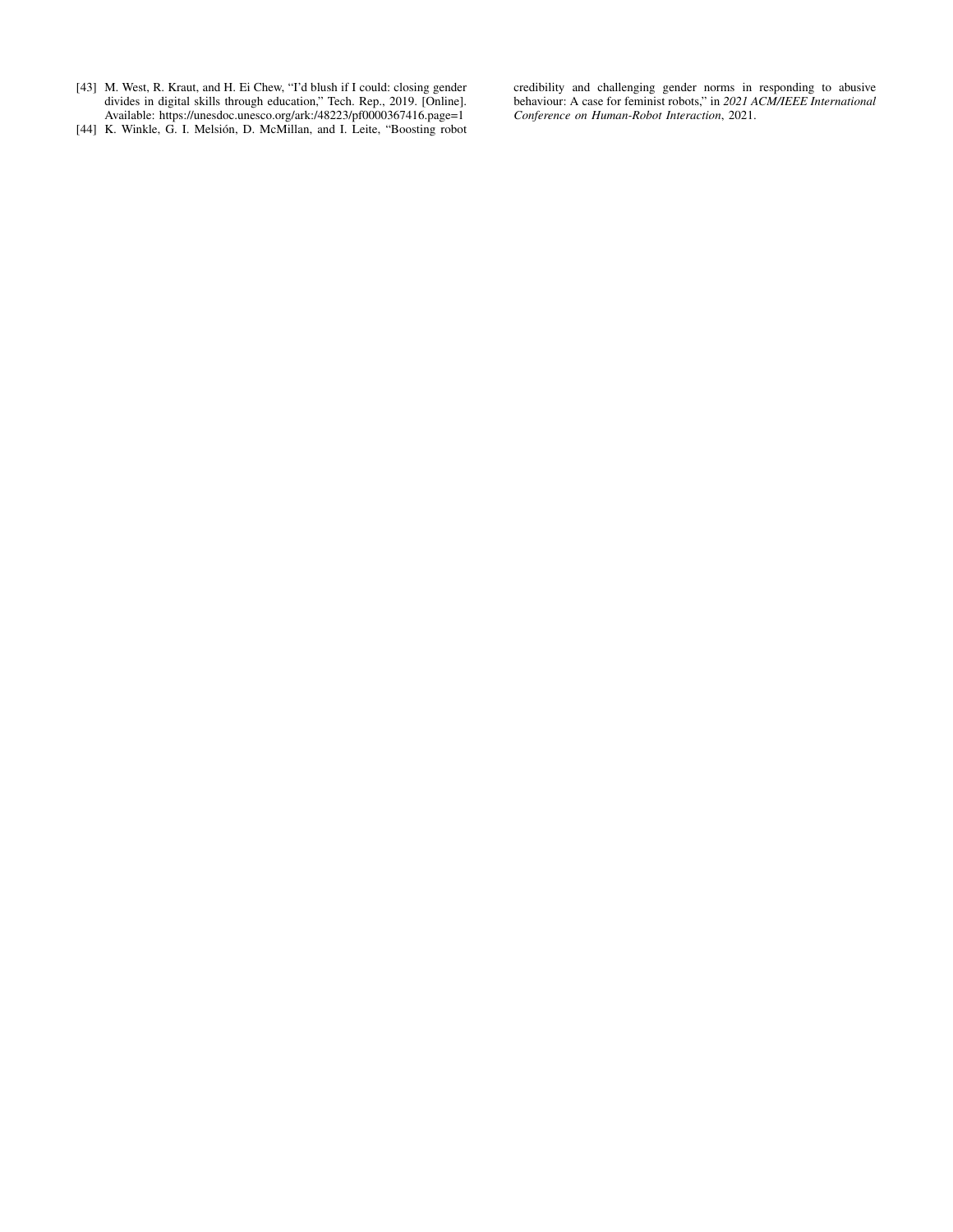[43] M. West, R. Kraut, and H. Ei Chew, "I'd blush if I could: closing gender divides in digital skills through education," Tech. Rep., 2019. [Online]. Available: https://unesdoc.unesco.org/ark:/48223/pf0000367416.page=1

[44] K. Winkle, G. I. Melsión, D. McMillan, and I. Leite, "Boosting robot credibility and challenging gender norms in responding to abusive behaviour: A case for feminist robots," in *2021 ACM/IEEE International Conference on Human-Robot Interaction*, 2021.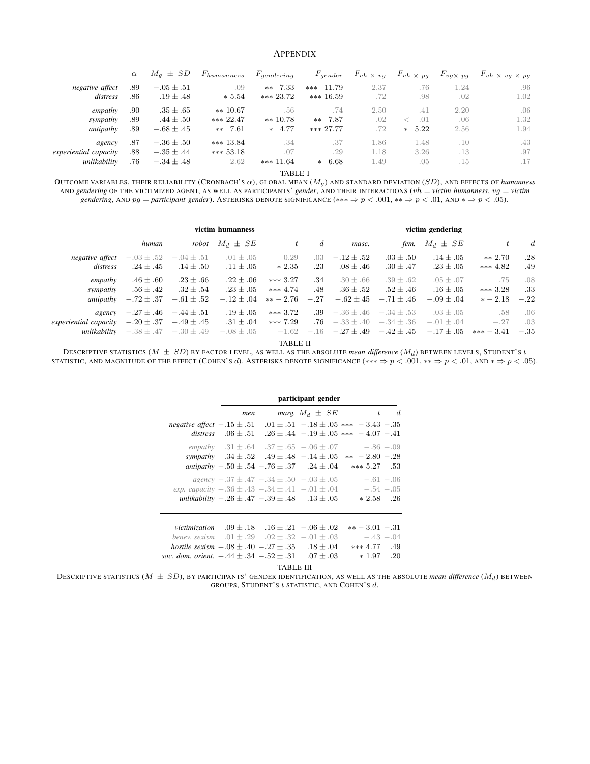## Appendix

| | $\alpha$ | $M_g \pm SD$ | $F_{humanness}$ | $F_{gendering}$ | $F_{gender}$ | $F_{vh \times vg}$ | $F_{vh \times pg}$ | $F_{vg \times pg}$ | $F_{vh \times vg \times pg}$ |
|---|---|---|---|---|---|---|---|---|---|
| *negative affect* | .89 | $-.05 \pm .51$ | .09 | ** 7.33 | *** 11.79 | 2.37 | .76 | 1.24 | .96 |
| *distress* | .86 | $.19 \pm .48$ | * 5.54 | *** 23.72 | *** 16.59 | .72 | .98 | .02 | 1.02 |
| *empathy* | .90 | $.35 \pm .65$ | ** 10.67 | .56 | .74 | 2.50 | .41 | 2.20 | .06 |
| *sympathy* | .89 | $.44 \pm .50$ | *** 22.47 | ** 10.78 | ** 7.87 | .02 | < .01 | .06 | 1.32 |
| *antipathy* | .89 | $-.68 \pm .45$ | ** 7.61 | * 4.77 | *** 27.77 | .72 | * 5.22 | 2.56 | 1.94 |
| *agency* | .87 | $-.36 \pm .50$ | *** 13.84 | .34 | .37 | 1.86 | 1.48 | .10 | .43 |
| *experiential capacity* | .88 | $-.35 \pm .44$ | *** 53.18 | .07 | .29 | 1.18 | 3.26 | .13 | .97 |
| *unlikability* | .76 | $-.34 \pm .48$ | 2.62 | *** 11.64 | * 6.68 | 1.49 | .05 | .15 | .17 |

TABLE I

Outcome variables, their reliability (Cronbach's $\alpha$), global mean ($M_g$) and standard deviation ($SD$), and effects of *humanness* and *gendering* of the victimized agent, as well as participants' *gender*, and their interactions ($vh$ = *victim humanness*, $vg$ = *victim gendering*, and $pg$ = *participant gender*). Asterisks denote significance (*** ⇒ $p < .001$, ** ⇒ $p < .01$, and * ⇒ $p < .05$).

| | **victim humanness** | | | | | **victim gendering** | | | | |
|---|---|---|---|---|---|---|---|---|---|---|
| | *human* | *robot* | $M_d \pm SE$ | $t$ | $d$ | *masc.* | *fem.* | $M_d \pm SE$ | $t$ | $d$ |
| *negative affect* | $-.03 \pm .52$ | $-.04 \pm .51$ | $.01 \pm .05$ | 0.29 | .03 | $-.12 \pm .52$ | $.03 \pm .50$ | $.14 \pm .05$ | ** 2.70 | .28 |
| *distress* | $.24 \pm .45$ | $.14 \pm .50$ | $.11 \pm .05$ | * 2.35 | .23 | $.08 \pm .46$ | $.30 \pm .47$ | $.23 \pm .05$ | *** 4.82 | .49 |
| *empathy* | $.46 \pm .60$ | $.23 \pm .66$ | $.22 \pm .06$ | *** 3.27 | .34 | $.30 \pm .66$ | $.39 \pm .62$ | $.05 \pm .07$ | .75 | .08 |
| *sympathy* | $.56 \pm .42$ | $.32 \pm .54$ | $.23 \pm .05$ | *** 4.74 | .48 | $.36 \pm .52$ | $.52 \pm .46$ | $.16 \pm .05$ | *** 3.28 | .33 |
| *antipathy* | $-.72 \pm .37$ | $-.61 \pm .52$ | $-.12 \pm .04$ | ** −2.76 | −.27 | $-.62 \pm 45$ | $-.71 \pm .46$ | $-.09 \pm .04$ | * −2.18 | −.22 |
| *agency* | $-.27 \pm .46$ | $-.44 \pm .51$ | $.19 \pm .05$ | *** 3.72 | .39 | $-.36 \pm .46$ | $-.34 \pm .53$ | $.03 \pm .05$ | .58 | .06 |
| *experiential capacity* | $-.20 \pm .37$ | $-.49 \pm .45$ | $.31 \pm .04$ | *** 7.29 | .76 | $-.33 \pm .40$ | $-.34 \pm .36$ | $-.01 \pm .04$ | −.27 | .03 |
| *unlikability* | $-.38 \pm .47$ | $-.30 \pm .49$ | $-.08 \pm .05$ | −1.62 | −.16 | $-.27 \pm .49$ | $-.42 \pm .45$ | $-.17 \pm .05$ | *** −3.41 | −.35 |

TABLE II

Descriptive statistics ($M \pm SD$) by factor level, as well as the absolute *mean difference* ($M_d$) between levels, Student's $t$ statistic, and magnitude of the effect (Cohen's $d$). Asterisks denote significance (*** ⇒ $p < .001$, ** ⇒ $p < .01$, and * ⇒ $p < .05$).

| | **participant gender** | | | | |
|---|---|---|---|---|---|
| | *men* | *marg.* | $M_d \pm SE$ | $t$ | $d$ |
| *negative affect* | $-.15 \pm .51$ | $.01 \pm .51$ | $-.18 \pm .05$ | *** −3.43 | −.35 |
| *distress* | $.06 \pm .51$ | $.26 \pm .44$ | $-.19 \pm .05$ | *** −4.07 | −.41 |
| *empathy* | $.31 \pm .64$ | $.37 \pm .65$ | $-.06 \pm .07$ | −.86 | −.09 |
| *sympathy* | $.34 \pm .52$ | $.49 \pm .48$ | $-.14 \pm .05$ | ** −2.80 | −.28 |
| *antipathy* | $-.50 \pm .54$ | $-.76 \pm .37$ | $.24 \pm .04$ | *** 5.27 | .53 |
| *agency* | $-.37 \pm .47$ | $-.34 \pm .50$ | $-.03 \pm .05$ | −.61 | −.06 |
| *exp. capacity* | $-.36 \pm .43$ | $-.34 \pm .41$ | $-.01 \pm .04$ | −.54 | −.05 |
| *unlikability* | $-.26 \pm .47$ | $-.39 \pm .48$ | $.13 \pm .05$ | * 2.58 | .26 |
| *victimization* | $.09 \pm .18$ | $.16 \pm .21$ | $-.06 \pm .02$ | ** −3.01 | −.31 |
| *benev. sexism* | $.01 \pm .29$ | $.02 \pm .32$ | $-.01 \pm .03$ | −.43 | −.04 |
| *hostile sexism* | $-.08 \pm .40$ | $-.27 \pm .35$ | $.18 \pm .04$ | *** 4.77 | .49 |
| *soc. dom. orient.* | $-.44 \pm .34$ | $-.52 \pm .31$ | $.07 \pm .03$ | * 1.97 | .20 |

TABLE III

Descriptive statistics ($M \pm SD$), by participants' gender identification, as well as the absolute *mean difference* ($M_d$) between groups, Student's $t$ statistic, and Cohen's $d$.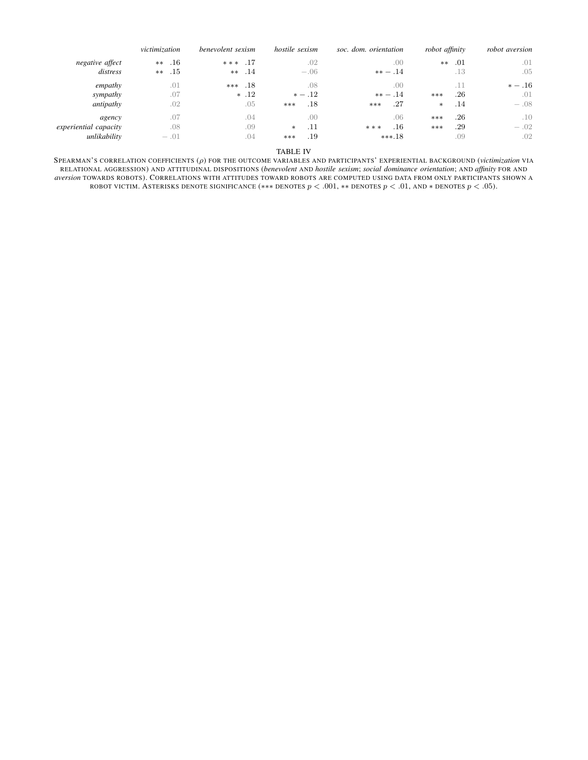| | *victimization* | *benevolent sexism* | *hostile sexism* | *soc. dom. orientation* | *robot affinity* | *robot aversion* |
|---|---|---|---|---|---|---|
| *negative affect* | ** .16 | *** .17 | .02 | .00 | ** .01 | .01 |
| *distress* | ** .15 | ** .14 | −.06 | ** −.14 | .13 | .05 |
| *empathy* | .01 | *** .18 | .08 | .00 | .11 | * −.16 |
| *sympathy* | .07 | * .12 | * −.12 | ** −.14 | *** .26 | .01 |
| *antipathy* | .02 | .05 | *** .18 | *** .27 | * .14 | −.08 |
| *agency* | .07 | .04 | .00 | .06 | *** .26 | .10 |
| *experiential capacity* | .08 | .09 | * .11 | *** .16 | *** .29 | −.02 |
| *unlikability* | −.01 | .04 | *** .19 | ***.18 | .09 | .02 |

TABLE IV

SPEARMAN'S CORRELATION COEFFICIENTS ($\rho$) FOR THE OUTCOME VARIABLES AND PARTICIPANTS' EXPERIENTIAL BACKGROUND (*victimization* VIA RELATIONAL AGGRESSION) AND ATTITUDINAL DISPOSITIONS (*benevolent* AND *hostile sexism*; *social dominance orientation*; AND *affinity* FOR AND *aversion* TOWARDS ROBOTS). CORRELATIONS WITH ATTITUDES TOWARD ROBOTS ARE COMPUTED USING DATA FROM ONLY PARTICIPANTS SHOWN A ROBOT VICTIM. ASTERISKS DENOTE SIGNIFICANCE (*** DENOTES $p < .001$, ** DENOTES $p < .01$, AND * DENOTES $p < .05$).